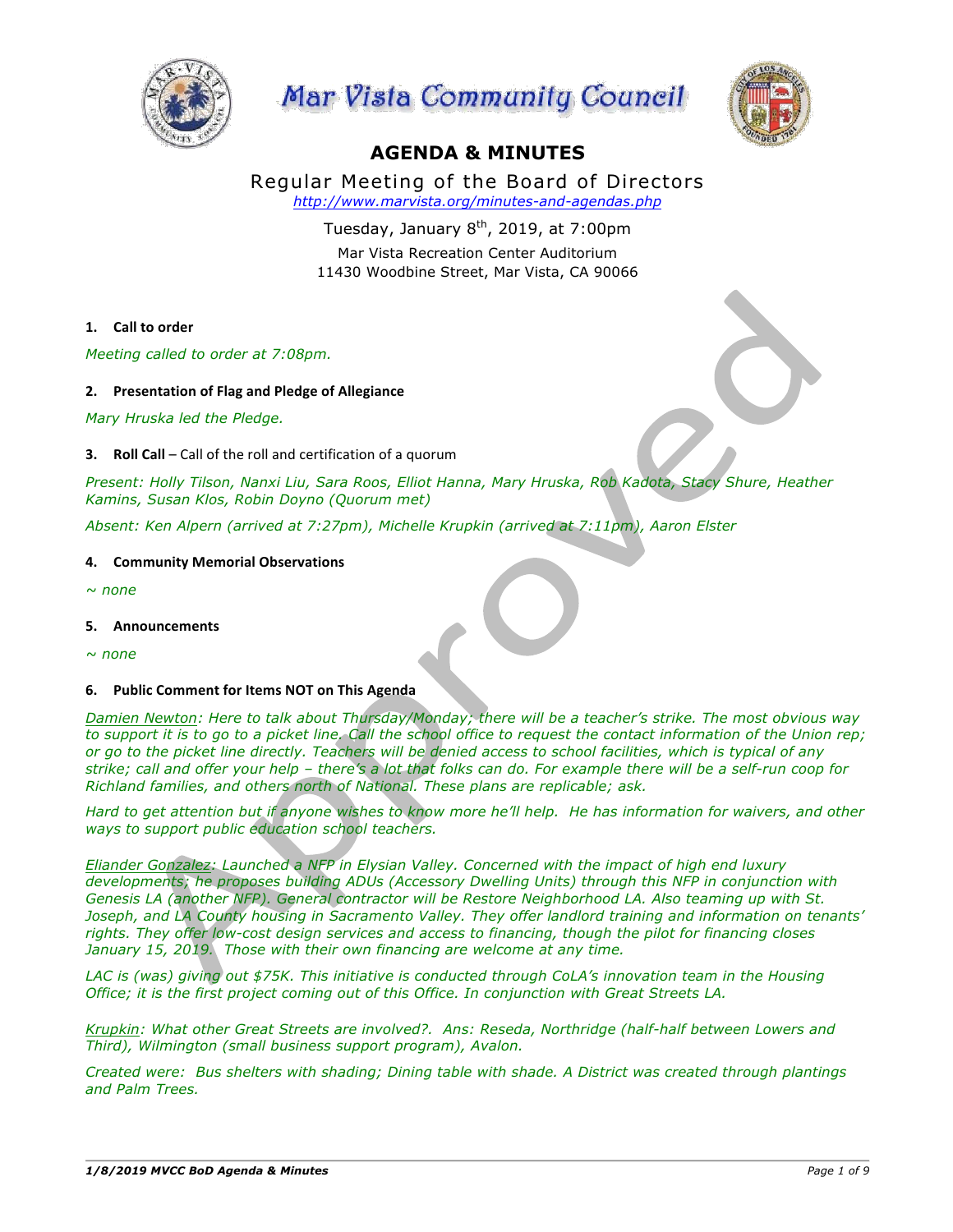# Mar Vista Community Council

## AGENDA & MINUTES

Regular Meeting of the Board of Directors
http://www.marvista.org/minutes-and-agendas.php

Tuesday, January 8th, 2019, at 7:00pm
Mar Vista Recreation Center Auditorium
11430 Woodbine Street, Mar Vista, CA 90066

**1. Call to order**

*Meeting called to order at 7:08pm.*

**2. Presentation of Flag and Pledge of Allegiance**

*Mary Hruska led the Pledge.*

**3. Roll Call** – Call of the roll and certification of a quorum

*Present: Holly Tilson, Nanxi Liu, Sara Roos, Elliot Hanna, Mary Hruska, Rob Kadota, Stacy Shure, Heather Kamins, Susan Klos, Robin Doyno (Quorum met)*

*Absent: Ken Alpern (arrived at 7:27pm), Michelle Krupkin (arrived at 7:11pm), Aaron Elster*

**4. Community Memorial Observations**

*~ none*

**5. Announcements**

*~ none*

**6. Public Comment for Items NOT on This Agenda**

*Damien Newton: Here to talk about Thursday/Monday; there will be a teacher's strike. The most obvious way to support it is to go to a picket line. Call the school office to request the contact information of the Union rep; or go to the picket line directly. Teachers will be denied access to school facilities, which is typical of any strike; call and offer your help – there's a lot that folks can do. For example there will be a self-run coop for Richland families, and others north of National. These plans are replicable; ask.*

*Hard to get attention but if anyone wishes to know more he'll help. He has information for waivers, and other ways to support public education school teachers.*

*Eliander Gonzalez: Launched a NFP in Elysian Valley. Concerned with the impact of high end luxury developments; he proposes building ADUs (Accessory Dwelling Units) through this NFP in conjunction with Genesis LA (another NFP). General contractor will be Restore Neighborhood LA. Also teaming up with St. Joseph, and LA County housing in Sacramento Valley. They offer landlord training and information on tenants' rights. They offer low-cost design services and access to financing, though the pilot for financing closes January 15, 2019. Those with their own financing are welcome at any time.*

*LAC is (was) giving out $75K. This initiative is conducted through CoLA's innovation team in the Housing Office; it is the first project coming out of this Office. In conjunction with Great Streets LA.*

*Krupkin: What other Great Streets are involved?. Ans: Reseda, Northridge (half-half between Lowers and Third), Wilmington (small business support program), Avalon.*

*Created were: Bus shelters with shading; Dining table with shade. A District was created through plantings and Palm Trees.*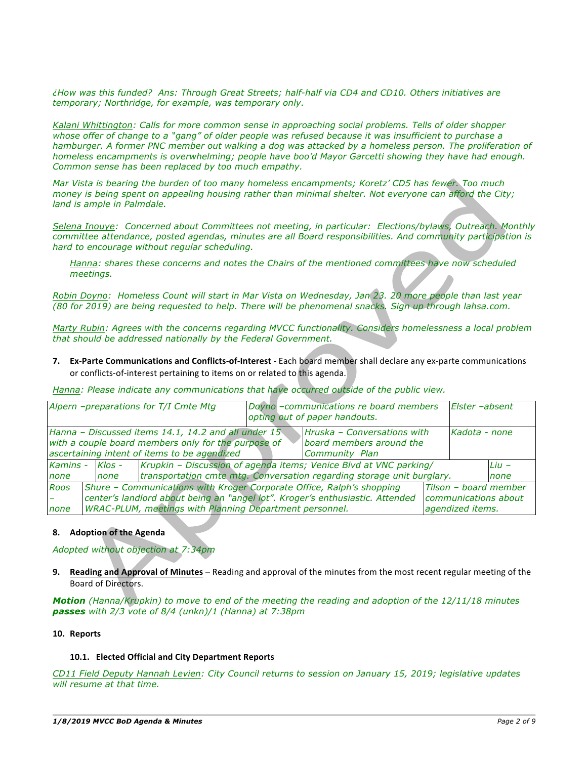*¿How was this funded? Ans: Through Great Streets; half-half via CD4 and CD10. Others initiatives are temporary; Northridge, for example, was temporary only.*

*Kalani Whittington: Calls for more common sense in approaching social problems. Tells of older shopper whose offer of change to a "gang" of older people was refused because it was insufficient to purchase a hamburger. A former PNC member out walking a dog was attacked by a homeless person. The proliferation of homeless encampments is overwhelming; people have boo'd Mayor Garcetti showing they have had enough. Common sense has been replaced by too much empathy.*

*Mar Vista is bearing the burden of too many homeless encampments; Koretz' CD5 has fewer. Too much money is being spent on appealing housing rather than minimal shelter. Not everyone can afford the City; land is ample in Palmdale.*

*Selena Inouye: Concerned about Committees not meeting, in particular: Elections/bylaws, Outreach. Monthly committee attendance, posted agendas, minutes are all Board responsibilities. And community participation is hard to encourage without regular scheduling.*

> *Hanna: shares these concerns and notes the Chairs of the mentioned committees have now scheduled meetings.*

*Robin Doyno: Homeless Count will start in Mar Vista on Wednesday, Jan 23. 20 more people than last year (80 for 2019) are being requested to help. There will be phenomenal snacks. Sign up through lahsa.com.*

*Marty Rubin: Agrees with the concerns regarding MVCC functionality. Considers homelessness a local problem that should be addressed nationally by the Federal Government.*

7. **Ex-Parte Communications and Conflicts-of-Interest** - Each board member shall declare any ex-parte communications or conflicts-of-interest pertaining to items on or related to this agenda.

*Hanna: Please indicate any communications that have occurred outside of the public view.*

| | | |
|---|---|---|
| *Alpern –preparations for T/I Cmte Mtg* | *Doyno –communications re board members opting out of paper handouts.* | *Elster –absent* |
| *Hanna – Discussed items 14.1, 14.2 and all under 15 with a couple board members only for the purpose of ascertaining intent of items to be agendized* | *Hruska – Conversations with board members around the Community Plan* | *Kadota - none* |
| *Kamins - none* | *Klos - none* | *Krupkin – Discussion of agenda items; Venice Blvd at VNC parking/ transportation cmte mtg. Conversation regarding storage unit burglary.* | *Liu – none* |
| *Roos – none* | *Shure – Communications with Kroger Corporate Office, Ralph's shopping center's landlord about being an "angel lot". Kroger's enthusiastic. Attended WRAC-PLUM, meetings with Planning Department personnel.* | *Tilson – board member communications about agendized items.* |

8. **Adoption of the Agenda**

*Adopted without objection at 7:34pm*

9. **Reading and Approval of Minutes** – Reading and approval of the minutes from the most recent regular meeting of the Board of Directors.

***Motion** (Hanna/Krupkin) to move to end of the meeting the reading and adoption of the 12/11/18 minutes **passes** with 2/3 vote of 8/4 (unkn)/1 (Hanna) at 7:38pm*

10. **Reports**

**10.1. Elected Official and City Department Reports**

*CD11 Field Deputy Hannah Levien: City Council returns to session on January 15, 2019; legislative updates will resume at that time.*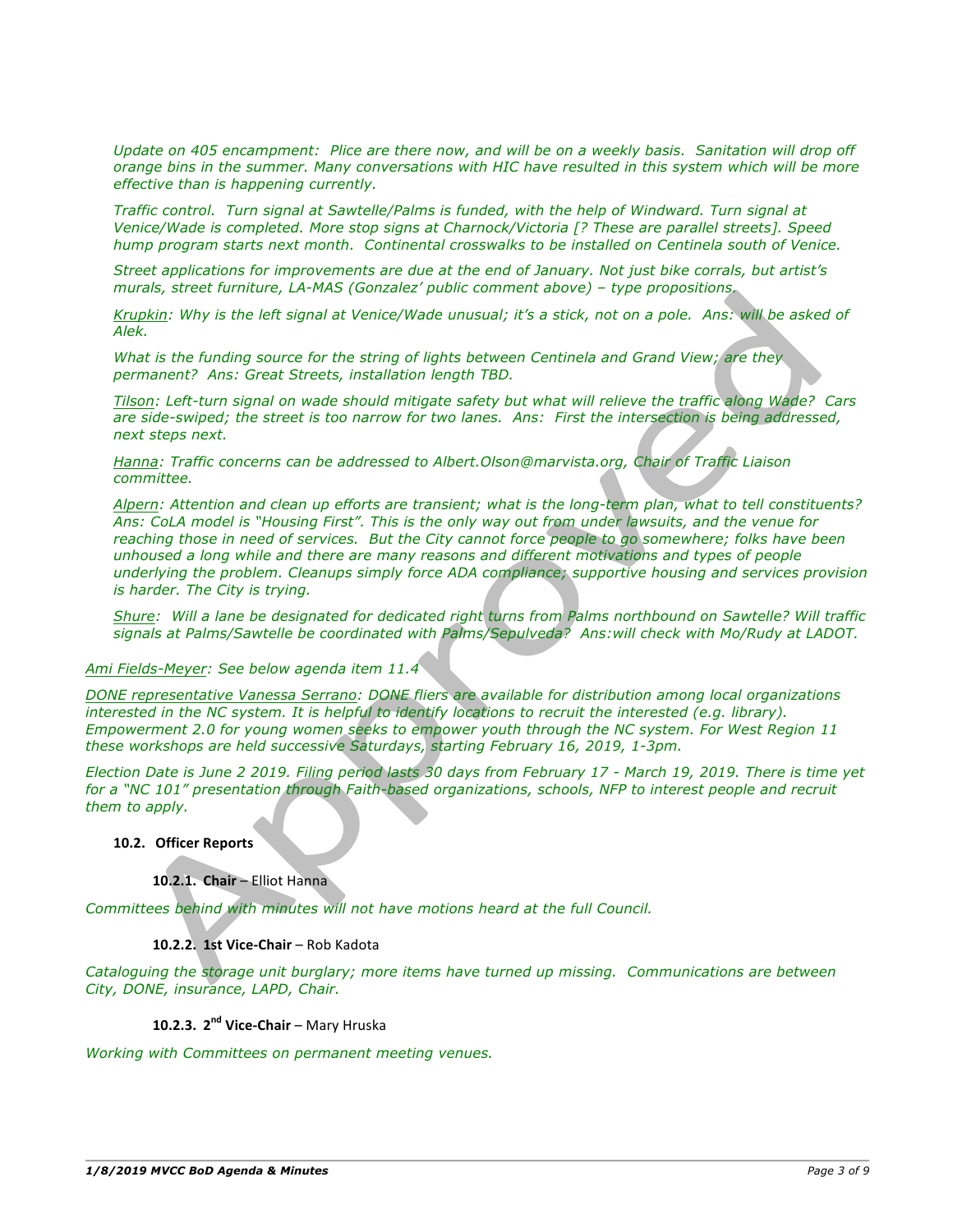*Update on 405 encampment: Plice are there now, and will be on a weekly basis. Sanitation will drop off orange bins in the summer. Many conversations with HIC have resulted in this system which will be more effective than is happening currently.*

*Traffic control. Turn signal at Sawtelle/Palms is funded, with the help of Windward. Turn signal at Venice/Wade is completed. More stop signs at Charnock/Victoria [? These are parallel streets]. Speed hump program starts next month. Continental crosswalks to be installed on Centinela south of Venice.*

*Street applications for improvements are due at the end of January. Not just bike corrals, but artist's murals, street furniture, LA-MAS (Gonzalez' public comment above) – type propositions.*

*Krupkin: Why is the left signal at Venice/Wade unusual; it's a stick, not on a pole. Ans: will be asked of Alek.*

*What is the funding source for the string of lights between Centinela and Grand View; are they permanent? Ans: Great Streets, installation length TBD.*

*Tilson: Left-turn signal on wade should mitigate safety but what will relieve the traffic along Wade? Cars are side-swiped; the street is too narrow for two lanes. Ans: First the intersection is being addressed, next steps next.*

*Hanna: Traffic concerns can be addressed to Albert.Olson@marvista.org, Chair of Traffic Liaison committee.*

*Alpern: Attention and clean up efforts are transient; what is the long-term plan, what to tell constituents? Ans: CoLA model is "Housing First". This is the only way out from under lawsuits, and the venue for reaching those in need of services. But the City cannot force people to go somewhere; folks have been unhoused a long while and there are many reasons and different motivations and types of people underlying the problem. Cleanups simply force ADA compliance; supportive housing and services provision is harder. The City is trying.*

*Shure: Will a lane be designated for dedicated right turns from Palms northbound on Sawtelle? Will traffic signals at Palms/Sawtelle be coordinated with Palms/Sepulveda? Ans:will check with Mo/Rudy at LADOT.*

*Ami Fields-Meyer: See below agenda item 11.4*

*DONE representative Vanessa Serrano: DONE fliers are available for distribution among local organizations interested in the NC system. It is helpful to identify locations to recruit the interested (e.g. library). Empowerment 2.0 for young women seeks to empower youth through the NC system. For West Region 11 these workshops are held successive Saturdays, starting February 16, 2019, 1-3pm.*

*Election Date is June 2 2019. Filing period lasts 30 days from February 17 - March 19, 2019. There is time yet for a "NC 101" presentation through Faith-based organizations, schools, NFP to interest people and recruit them to apply.*

**10.2. Officer Reports**

**10.2.1. Chair** – Elliot Hanna

*Committees behind with minutes will not have motions heard at the full Council.*

**10.2.2. 1st Vice-Chair** – Rob Kadota

*Cataloguing the storage unit burglary; more items have turned up missing. Communications are between City, DONE, insurance, LAPD, Chair.*

**10.2.3. 2nd Vice-Chair** – Mary Hruska

*Working with Committees on permanent meeting venues.*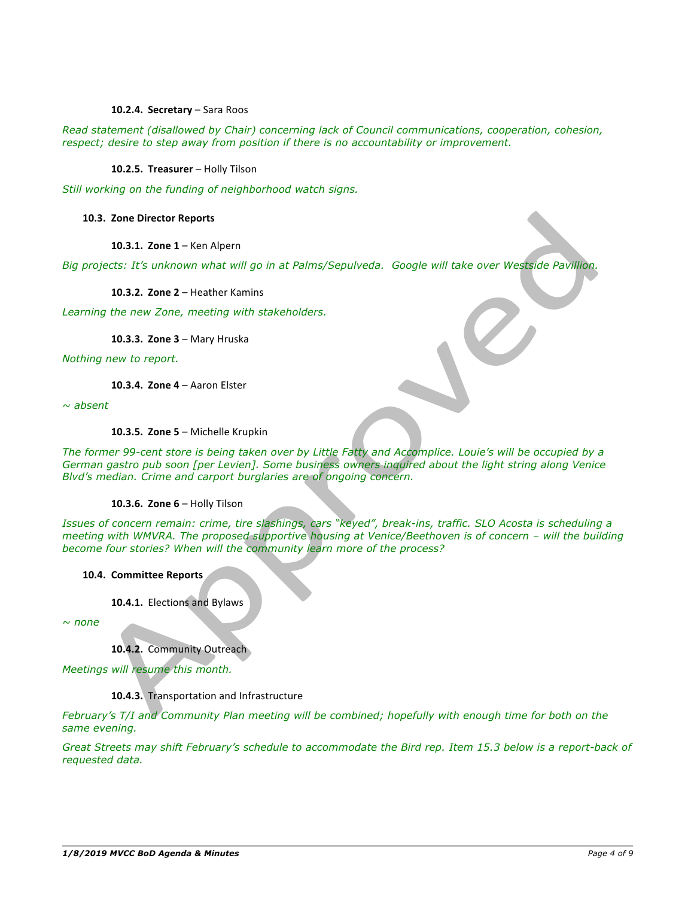#### 10.2.4. **Secretary** – Sara Roos

*Read statement (disallowed by Chair) concerning lack of Council communications, cooperation, cohesion, respect; desire to step away from position if there is no accountability or improvement.*

#### 10.2.5. **Treasurer** – Holly Tilson

*Still working on the funding of neighborhood watch signs.*

### 10.3. Zone Director Reports

#### 10.3.1. **Zone 1** – Ken Alpern

*Big projects: It's unknown what will go in at Palms/Sepulveda. Google will take over Westside Pavillion.*

#### 10.3.2. **Zone 2** – Heather Kamins

*Learning the new Zone, meeting with stakeholders.*

#### 10.3.3. **Zone 3** – Mary Hruska

*Nothing new to report.*

#### 10.3.4. **Zone 4** – Aaron Elster

*~ absent*

#### 10.3.5. **Zone 5** – Michelle Krupkin

*The former 99-cent store is being taken over by Little Fatty and Accomplice. Louie's will be occupied by a German gastro pub soon [per Levien]. Some business owners inquired about the light string along Venice Blvd's median. Crime and carport burglaries are of ongoing concern.*

#### 10.3.6. **Zone 6** – Holly Tilson

*Issues of concern remain: crime, tire slashings, cars "keyed", break-ins, traffic. SLO Acosta is scheduling a meeting with WMVRA. The proposed supportive housing at Venice/Beethoven is of concern – will the building become four stories? When will the community learn more of the process?*

### 10.4. Committee Reports

#### 10.4.1. Elections and Bylaws

*~ none*

#### 10.4.2. Community Outreach

*Meetings will resume this month.*

#### 10.4.3. Transportation and Infrastructure

*February's T/I and Community Plan meeting will be combined; hopefully with enough time for both on the same evening.*

*Great Streets may shift February's schedule to accommodate the Bird rep. Item 15.3 below is a report-back of requested data.*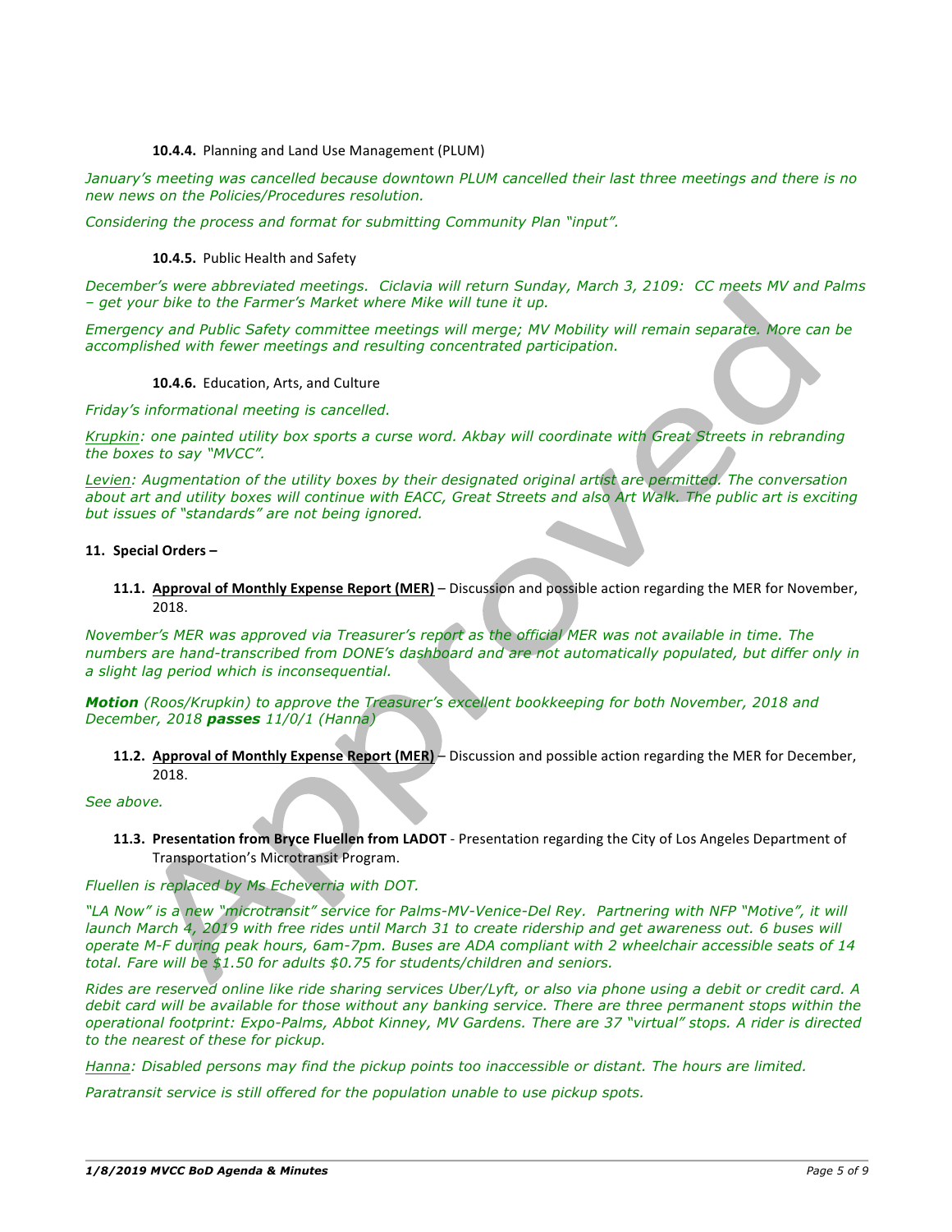**10.4.4.** Planning and Land Use Management (PLUM)

*January's meeting was cancelled because downtown PLUM cancelled their last three meetings and there is no new news on the Policies/Procedures resolution.*

*Considering the process and format for submitting Community Plan "input".*

**10.4.5.** Public Health and Safety

*December's were abbreviated meetings. Ciclavia will return Sunday, March 3, 2109: CC meets MV and Palms – get your bike to the Farmer's Market where Mike will tune it up.*

*Emergency and Public Safety committee meetings will merge; MV Mobility will remain separate. More can be accomplished with fewer meetings and resulting concentrated participation.*

**10.4.6.** Education, Arts, and Culture

*Friday's informational meeting is cancelled.*

*Krupkin: one painted utility box sports a curse word. Akbay will coordinate with Great Streets in rebranding the boxes to say "MVCC".*

*Levien: Augmentation of the utility boxes by their designated original artist are permitted. The conversation about art and utility boxes will continue with EACC, Great Streets and also Art Walk. The public art is exciting but issues of "standards" are not being ignored.*

**11. Special Orders –**

**11.1. Approval of Monthly Expense Report (MER)** – Discussion and possible action regarding the MER for November, 2018.

*November's MER was approved via Treasurer's report as the official MER was not available in time. The numbers are hand-transcribed from DONE's dashboard and are not automatically populated, but differ only in a slight lag period which is inconsequential.*

***Motion** (Roos/Krupkin) to approve the Treasurer's excellent bookkeeping for both November, 2018 and December, 2018 **passes** 11/0/1 (Hanna)*

**11.2. Approval of Monthly Expense Report (MER)** – Discussion and possible action regarding the MER for December, 2018.

*See above.*

**11.3. Presentation from Bryce Fluellen from LADOT** - Presentation regarding the City of Los Angeles Department of Transportation's Microtransit Program.

*Fluellen is replaced by Ms Echeverria with DOT.*

*"LA Now" is a new "microtransit" service for Palms-MV-Venice-Del Rey. Partnering with NFP "Motive", it will launch March 4, 2019 with free rides until March 31 to create ridership and get awareness out. 6 buses will operate M-F during peak hours, 6am-7pm. Buses are ADA compliant with 2 wheelchair accessible seats of 14 total. Fare will be $1.50 for adults $0.75 for students/children and seniors.*

*Rides are reserved online like ride sharing services Uber/Lyft, or also via phone using a debit or credit card. A debit card will be available for those without any banking service. There are three permanent stops within the operational footprint: Expo-Palms, Abbot Kinney, MV Gardens. There are 37 "virtual" stops. A rider is directed to the nearest of these for pickup.*

*Hanna: Disabled persons may find the pickup points too inaccessible or distant. The hours are limited.*

*Paratransit service is still offered for the population unable to use pickup spots.*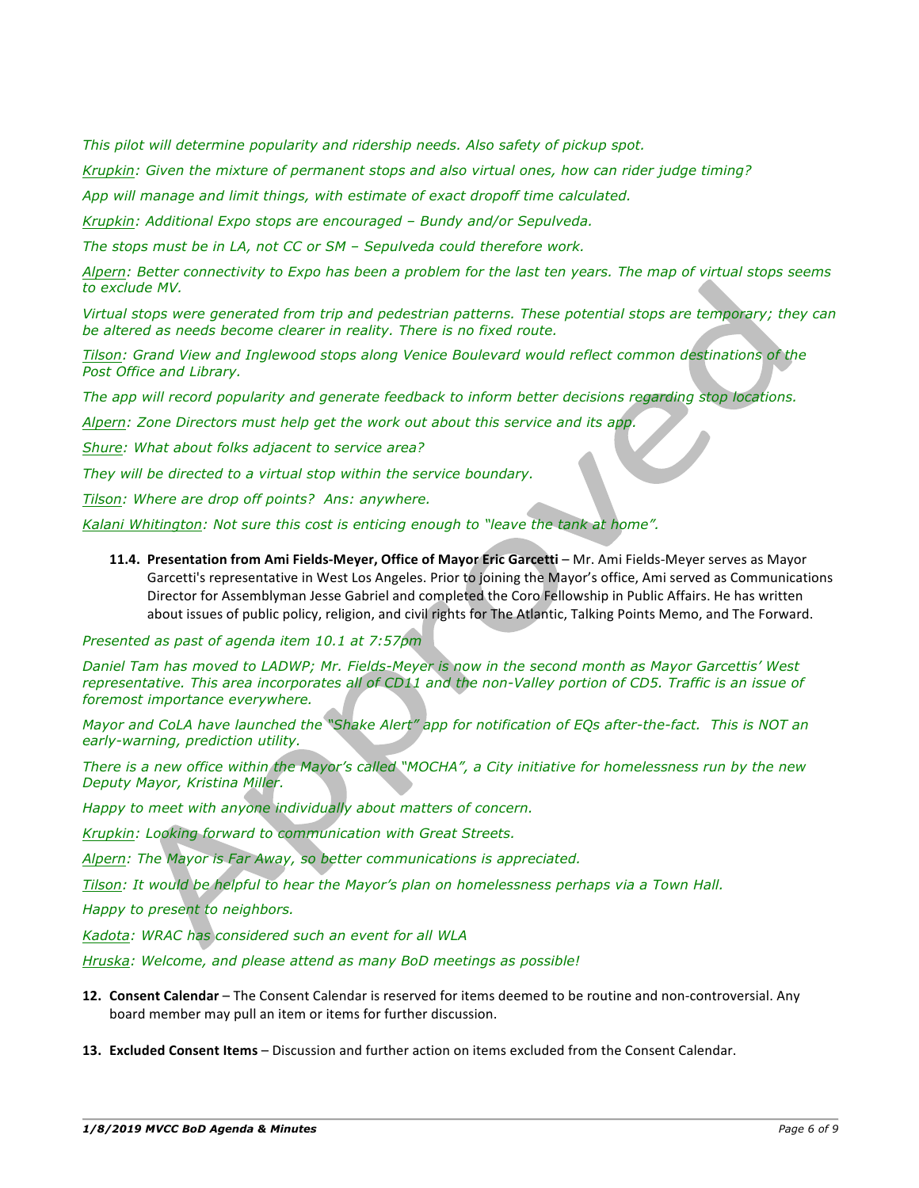*This pilot will determine popularity and ridership needs. Also safety of pickup spot.*

*Krupkin: Given the mixture of permanent stops and also virtual ones, how can rider judge timing?*

*App will manage and limit things, with estimate of exact dropoff time calculated.*

*Krupkin: Additional Expo stops are encouraged – Bundy and/or Sepulveda.*

*The stops must be in LA, not CC or SM – Sepulveda could therefore work.*

*Alpern: Better connectivity to Expo has been a problem for the last ten years. The map of virtual stops seems to exclude MV.*

*Virtual stops were generated from trip and pedestrian patterns. These potential stops are temporary; they can be altered as needs become clearer in reality. There is no fixed route.*

*Tilson: Grand View and Inglewood stops along Venice Boulevard would reflect common destinations of the Post Office and Library.*

*The app will record popularity and generate feedback to inform better decisions regarding stop locations.*

*Alpern: Zone Directors must help get the work out about this service and its app.*

*Shure: What about folks adjacent to service area?*

*They will be directed to a virtual stop within the service boundary.*

*Tilson: Where are drop off points? Ans: anywhere.*

*Kalani Whitington: Not sure this cost is enticing enough to "leave the tank at home".*

**11.4. Presentation from Ami Fields-Meyer, Office of Mayor Eric Garcetti** – Mr. Ami Fields-Meyer serves as Mayor Garcetti's representative in West Los Angeles. Prior to joining the Mayor's office, Ami served as Communications Director for Assemblyman Jesse Gabriel and completed the Coro Fellowship in Public Affairs. He has written about issues of public policy, religion, and civil rights for The Atlantic, Talking Points Memo, and The Forward.

*Presented as past of agenda item 10.1 at 7:57pm*

*Daniel Tam has moved to LADWP; Mr. Fields-Meyer is now in the second month as Mayor Garcettis' West representative. This area incorporates all of CD11 and the non-Valley portion of CD5. Traffic is an issue of foremost importance everywhere.*

*Mayor and CoLA have launched the "Shake Alert" app for notification of EQs after-the-fact. This is NOT an early-warning, prediction utility.*

*There is a new office within the Mayor's called "MOCHA", a City initiative for homelessness run by the new Deputy Mayor, Kristina Miller.*

*Happy to meet with anyone individually about matters of concern.*

*Krupkin: Looking forward to communication with Great Streets.*

*Alpern: The Mayor is Far Away, so better communications is appreciated.*

*Tilson: It would be helpful to hear the Mayor's plan on homelessness perhaps via a Town Hall.*

*Happy to present to neighbors.*

*Kadota: WRAC has considered such an event for all WLA*

*Hruska: Welcome, and please attend as many BoD meetings as possible!*

12. **Consent Calendar** – The Consent Calendar is reserved for items deemed to be routine and non-controversial. Any board member may pull an item or items for further discussion.

13. **Excluded Consent Items** – Discussion and further action on items excluded from the Consent Calendar.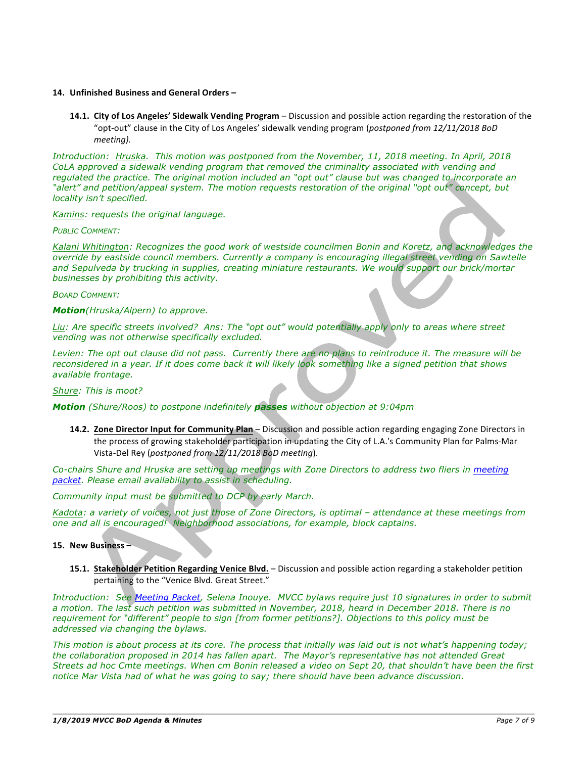**14. Unfinished Business and General Orders –**

**14.1. <u>City of Los Angeles' Sidewalk Vending Program</u>** – Discussion and possible action regarding the restoration of the "opt-out" clause in the City of Los Angeles' sidewalk vending program (*postponed from 12/11/2018 BoD meeting).*

*Introduction: <u>Hruska</u>. This motion was postponed from the November, 11, 2018 meeting. In April, 2018 CoLA approved a sidewalk vending program that removed the criminality associated with vending and regulated the practice. The original motion included an "opt out" clause but was changed to incorporate an "alert" and petition/appeal system. The motion requests restoration of the original "opt out" concept, but locality isn't specified.*

*<u>Kamins</u>: requests the original language.*

*PUBLIC COMMENT:*

*<u>Kalani Whitington</u>: Recognizes the good work of westside councilmen Bonin and Koretz, and acknowledges the override by eastside council members. Currently a company is encouraging illegal street vending on Sawtelle and Sepulveda by trucking in supplies, creating miniature restaurants. We would support our brick/mortar businesses by prohibiting this activity.*

*BOARD COMMENT:*

***Motion**(Hruska/Alpern) to approve.*

*<u>Liu</u>: Are specific streets involved? Ans: The "opt out" would potentially apply only to areas where street vending was not otherwise specifically excluded.*

*<u>Levien</u>: The opt out clause did not pass. Currently there are no plans to reintroduce it. The measure will be reconsidered in a year. If it does come back it will likely look something like a signed petition that shows available frontage.*

*<u>Shure</u>: This is moot?*

***Motion** (Shure/Roos) to postpone indefinitely **passes** without objection at 9:04pm*

**14.2. <u>Zone Director Input for Community Plan</u>** – Discussion and possible action regarding engaging Zone Directors in the process of growing stakeholder participation in updating the City of L.A.'s Community Plan for Palms-Mar Vista-Del Rey (*postponed from 12/11/2018 BoD meeting*).

*Co-chairs Shure and Hruska are setting up meetings with Zone Directors to address two fliers in <u>meeting packet</u>. Please email availability to assist in scheduling.*

*Community input must be submitted to DCP by early March.*

*<u>Kadota</u>: a variety of voices, not just those of Zone Directors, is optimal – attendance at these meetings from one and all is encouraged! Neighborhood associations, for example, block captains.*

**15. New Business –**

**15.1. <u>Stakeholder Petition Regarding Venice Blvd.</u>** – Discussion and possible action regarding a stakeholder petition pertaining to the "Venice Blvd. Great Street."

*Introduction: See <u>Meeting Packet</u>, Selena Inouye. MVCC bylaws require just 10 signatures in order to submit a motion. The last such petition was submitted in November, 2018, heard in December 2018. There is no requirement for "different" people to sign [from former petitions?]. Objections to this policy must be addressed via changing the bylaws.*

*This motion is about process at its core. The process that initially was laid out is not what's happening today; the collaboration proposed in 2014 has fallen apart. The Mayor's representative has not attended Great Streets ad hoc Cmte meetings. When cm Bonin released a video on Sept 20, that shouldn't have been the first notice Mar Vista had of what he was going to say; there should have been advance discussion.*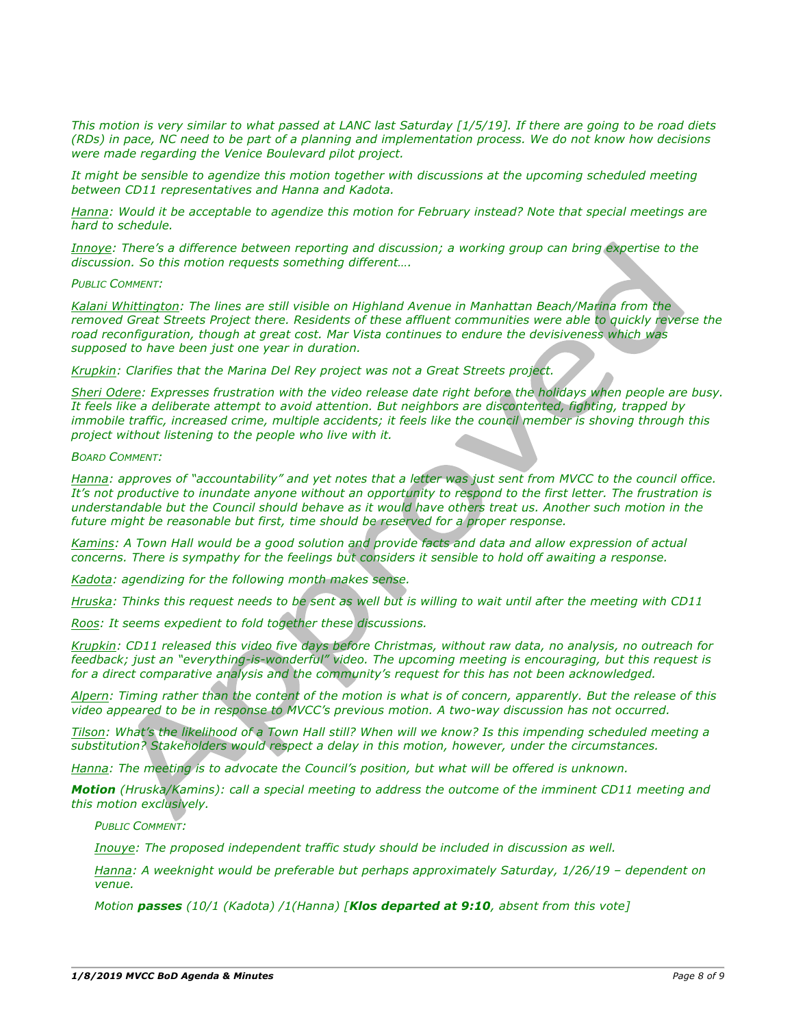*This motion is very similar to what passed at LANC last Saturday [1/5/19]. If there are going to be road diets (RDs) in pace, NC need to be part of a planning and implementation process. We do not know how decisions were made regarding the Venice Boulevard pilot project.*

*It might be sensible to agendize this motion together with discussions at the upcoming scheduled meeting between CD11 representatives and Hanna and Kadota.*

*Hanna: Would it be acceptable to agendize this motion for February instead? Note that special meetings are hard to schedule.*

*Innoye: There's a difference between reporting and discussion; a working group can bring expertise to the discussion. So this motion requests something different….*

*PUBLIC COMMENT:*

*Kalani Whittington: The lines are still visible on Highland Avenue in Manhattan Beach/Marina from the removed Great Streets Project there. Residents of these affluent communities were able to quickly reverse the road reconfiguration, though at great cost. Mar Vista continues to endure the devisiveness which was supposed to have been just one year in duration.*

*Krupkin: Clarifies that the Marina Del Rey project was not a Great Streets project.*

*Sheri Odere: Expresses frustration with the video release date right before the holidays when people are busy. It feels like a deliberate attempt to avoid attention. But neighbors are discontented, fighting, trapped by immobile traffic, increased crime, multiple accidents; it feels like the council member is shoving through this project without listening to the people who live with it.*

*BOARD COMMENT:*

*Hanna: approves of "accountability" and yet notes that a letter was just sent from MVCC to the council office. It's not productive to inundate anyone without an opportunity to respond to the first letter. The frustration is understandable but the Council should behave as it would have others treat us. Another such motion in the future might be reasonable but first, time should be reserved for a proper response.*

*Kamins: A Town Hall would be a good solution and provide facts and data and allow expression of actual concerns. There is sympathy for the feelings but considers it sensible to hold off awaiting a response.*

*Kadota: agendizing for the following month makes sense.*

*Hruska: Thinks this request needs to be sent as well but is willing to wait until after the meeting with CD11*

*Roos: It seems expedient to fold together these discussions.*

*Krupkin: CD11 released this video five days before Christmas, without raw data, no analysis, no outreach for feedback; just an "everything-is-wonderful" video. The upcoming meeting is encouraging, but this request is for a direct comparative analysis and the community's request for this has not been acknowledged.*

*Alpern: Timing rather than the content of the motion is what is of concern, apparently. But the release of this video appeared to be in response to MVCC's previous motion. A two-way discussion has not occurred.*

*Tilson: What's the likelihood of a Town Hall still? When will we know? Is this impending scheduled meeting a substitution? Stakeholders would respect a delay in this motion, however, under the circumstances.*

*Hanna: The meeting is to advocate the Council's position, but what will be offered is unknown.*

***Motion** (Hruska/Kamins): call a special meeting to address the outcome of the imminent CD11 meeting and this motion exclusively.*

> *PUBLIC COMMENT:*
>
> *Inouye: The proposed independent traffic study should be included in discussion as well.*
>
> *Hanna: A weeknight would be preferable but perhaps approximately Saturday, 1/26/19 – dependent on venue.*
>
> *Motion **passes** (10/1 (Kadota) /1(Hanna) [**Klos departed at 9:10**, absent from this vote]*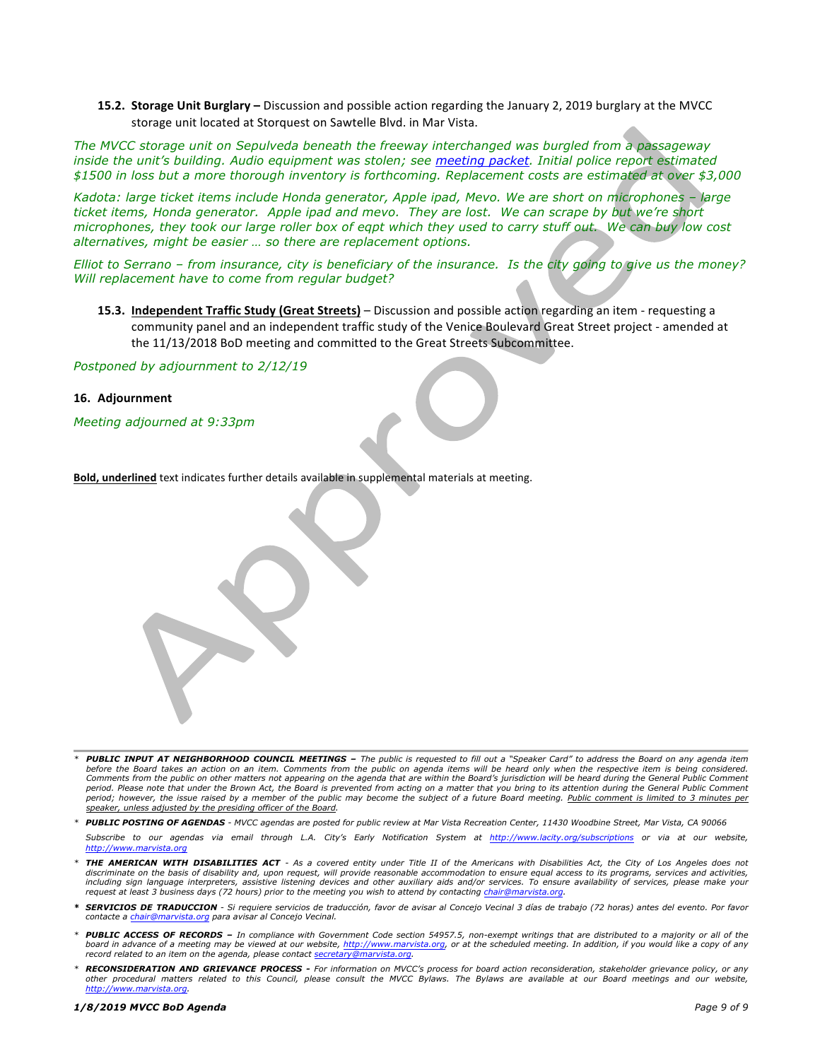**15.2. Storage Unit Burglary –** Discussion and possible action regarding the January 2, 2019 burglary at the MVCC storage unit located at Storquest on Sawtelle Blvd. in Mar Vista.

*The MVCC storage unit on Sepulveda beneath the freeway interchanged was burgled from a passageway inside the unit's building. Audio equipment was stolen; see meeting packet. Initial police report estimated $1500 in loss but a more thorough inventory is forthcoming. Replacement costs are estimated at over $3,000*

*Kadota: large ticket items include Honda generator, Apple ipad, Mevo. We are short on microphones – large ticket items, Honda generator. Apple ipad and mevo. They are lost. We can scrape by but we're short microphones, they took our large roller box of eqpt which they used to carry stuff out. We can buy low cost alternatives, might be easier … so there are replacement options.*

*Elliot to Serrano – from insurance, city is beneficiary of the insurance. Is the city going to give us the money? Will replacement have to come from regular budget?*

**15.3. <u>Independent Traffic Study (Great Streets)</u>** – Discussion and possible action regarding an item - requesting a community panel and an independent traffic study of the Venice Boulevard Great Street project - amended at the 11/13/2018 BoD meeting and committed to the Great Streets Subcommittee.

*Postponed by adjournment to 2/12/19*

**16. Adjournment**

*Meeting adjourned at 9:33pm*

**<u>Bold, underlined</u>** text indicates further details available in supplemental materials at meeting.

Approved

---

- ***PUBLIC INPUT AT NEIGHBORHOOD COUNCIL MEETINGS –*** *The public is requested to fill out a "Speaker Card" to address the Board on any agenda item before the Board takes an action on an item. Comments from the public on agenda items will be heard only when the respective item is being considered. Comments from the public on other matters not appearing on the agenda that are within the Board's jurisdiction will be heard during the General Public Comment period. Please note that under the Brown Act, the Board is prevented from acting on a matter that you bring to its attention during the General Public Comment period; however, the issue raised by a member of the public may become the subject of a future Board meeting. <u>Public comment is limited to 3 minutes per speaker, unless adjusted by the presiding officer of the Board</u>.*
- ***PUBLIC POSTING OF AGENDAS*** *- MVCC agendas are posted for public review at Mar Vista Recreation Center, 11430 Woodbine Street, Mar Vista, CA 90066*

  *Subscribe to our agendas via email through L.A. City's Early Notification System at http://www.lacity.org/subscriptions or via at our website, http://www.marvista.org*
- ***THE AMERICAN WITH DISABILITIES ACT*** *- As a covered entity under Title II of the Americans with Disabilities Act, the City of Los Angeles does not discriminate on the basis of disability and, upon request, will provide reasonable accommodation to ensure equal access to its programs, services and activities, including sign language interpreters, assistive listening devices and other auxiliary aids and/or services. To ensure availability of services, please make your request at least 3 business days (72 hours) prior to the meeting you wish to attend by contacting chair@marvista.org.*
- ***SERVICIOS DE TRADUCCION*** *- Si requiere servicios de traducción, favor de avisar al Concejo Vecinal 3 días de trabajo (72 horas) antes del evento. Por favor contacte a chair@marvista.org para avisar al Concejo Vecinal.*
- ***PUBLIC ACCESS OF RECORDS –*** *In compliance with Government Code section 54957.5, non-exempt writings that are distributed to a majority or all of the board in advance of a meeting may be viewed at our website, http://www.marvista.org, or at the scheduled meeting. In addition, if you would like a copy of any record related to an item on the agenda, please contact secretary@marvista.org.*
- ***RECONSIDERATION AND GRIEVANCE PROCESS -*** *For information on MVCC's process for board action reconsideration, stakeholder grievance policy, or any other procedural matters related to this Council, please consult the MVCC Bylaws. The Bylaws are available at our Board meetings and our website, http://www.marvista.org.*

***1/8/2019 MVCC BoD Agenda***